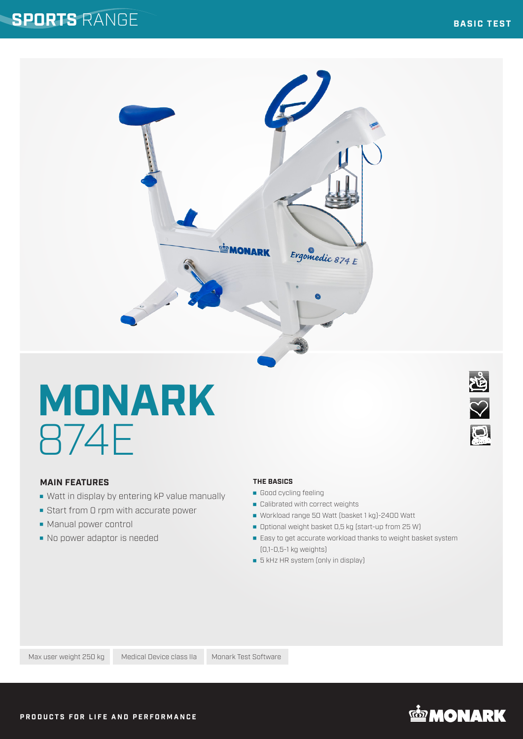SPORTS RANGE

BASIC TEST

# MONARK 874E

### MAIN FEATURES

- Watt in display by entering kP value manually
- Start from 0 rpm with accurate power
- Manual power control
- No power adaptor is needed

### THE BASICS

- Good cycling feeling
- Calibrated with correct weights
- Workload range 50 Watt (basket 1 kg)-2400 Watt
- Optional weight basket 0,5 kg (start-up from 25 W)
- Easy to get accurate workload thanks to weight basket system (0,1-0,5-1 kg weights)
- 5 kHz HR system (only in display)

Max user weight 250 kg | Medical Device class IIa | Monark Test Software

PRODUCTS FOR LIFE AND PERFORMANCE

MONARK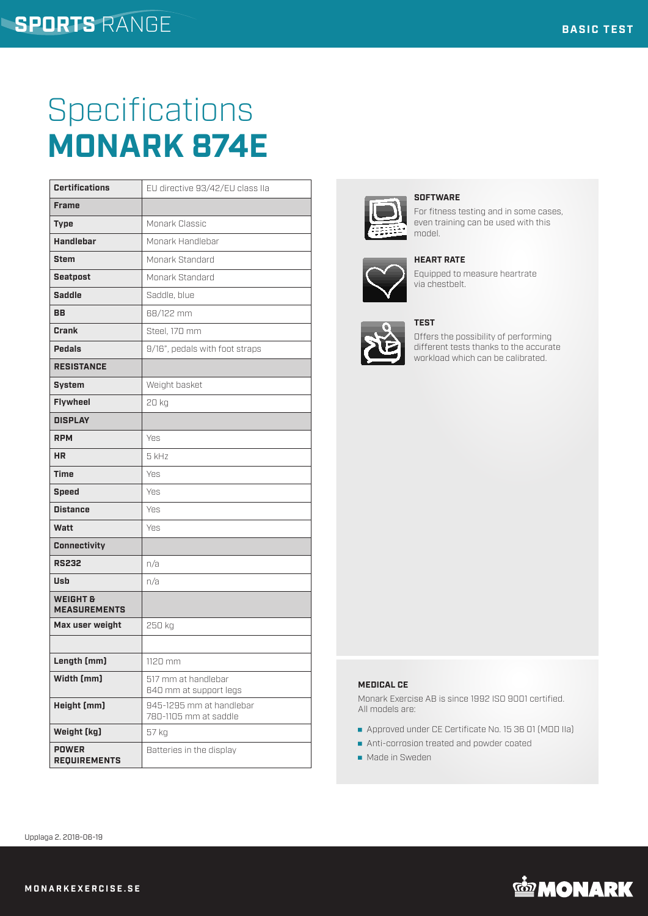# Specifications
# MONARK 874E

| | |
|---|---|
| **Certifications** | EU directive 93/42/EU class IIa |
| **Frame** | |
| **Type** | Monark Classic |
| **Handlebar** | Monark Handlebar |
| **Stem** | Monark Standard |
| **Seatpost** | Monark Standard |
| **Saddle** | Saddle, blue |
| **BB** | 68/122 mm |
| **Crank** | Steel, 170 mm |
| **Pedals** | 9/16", pedals with foot straps |
| **RESISTANCE** | |
| **System** | Weight basket |
| **Flywheel** | 20 kg |
| **DISPLAY** | |
| **RPM** | Yes |
| **HR** | 5 kHz |
| **Time** | Yes |
| **Speed** | Yes |
| **Distance** | Yes |
| **Watt** | Yes |
| **Connectivity** | |
| **RS232** | n/a |
| **Usb** | n/a |
| **WEIGHT & MEASUREMENTS** | |
| **Max user weight** | 250 kg |
| | |
| **Length (mm)** | 1120 mm |
| **Width (mm)** | 517 mm at handlebar<br>640 mm at support legs |
| **Height (mm)** | 945-1295 mm at handlebar<br>780-1105 mm at saddle |
| **Weight (kg)** | 57 kg |
| **POWER REQUIREMENTS** | Batteries in the display |

### SOFTWARE

For fitness testing and in some cases, even training can be used with this model.

### HEART RATE

Equipped to measure heartrate via chestbelt.

### TEST

Offers the possibility of performing different tests thanks to the accurate workload which can be calibrated.

### MEDICAL CE

Monark Exercise AB is since 1992 ISO 9001 certified. All models are:

- Approved under CE Certificate No. 15 36 01 (MDD IIa)
- Anti-corrosion treated and powder coated
- Made in Sweden

Upplaga 2. 2018-06-19